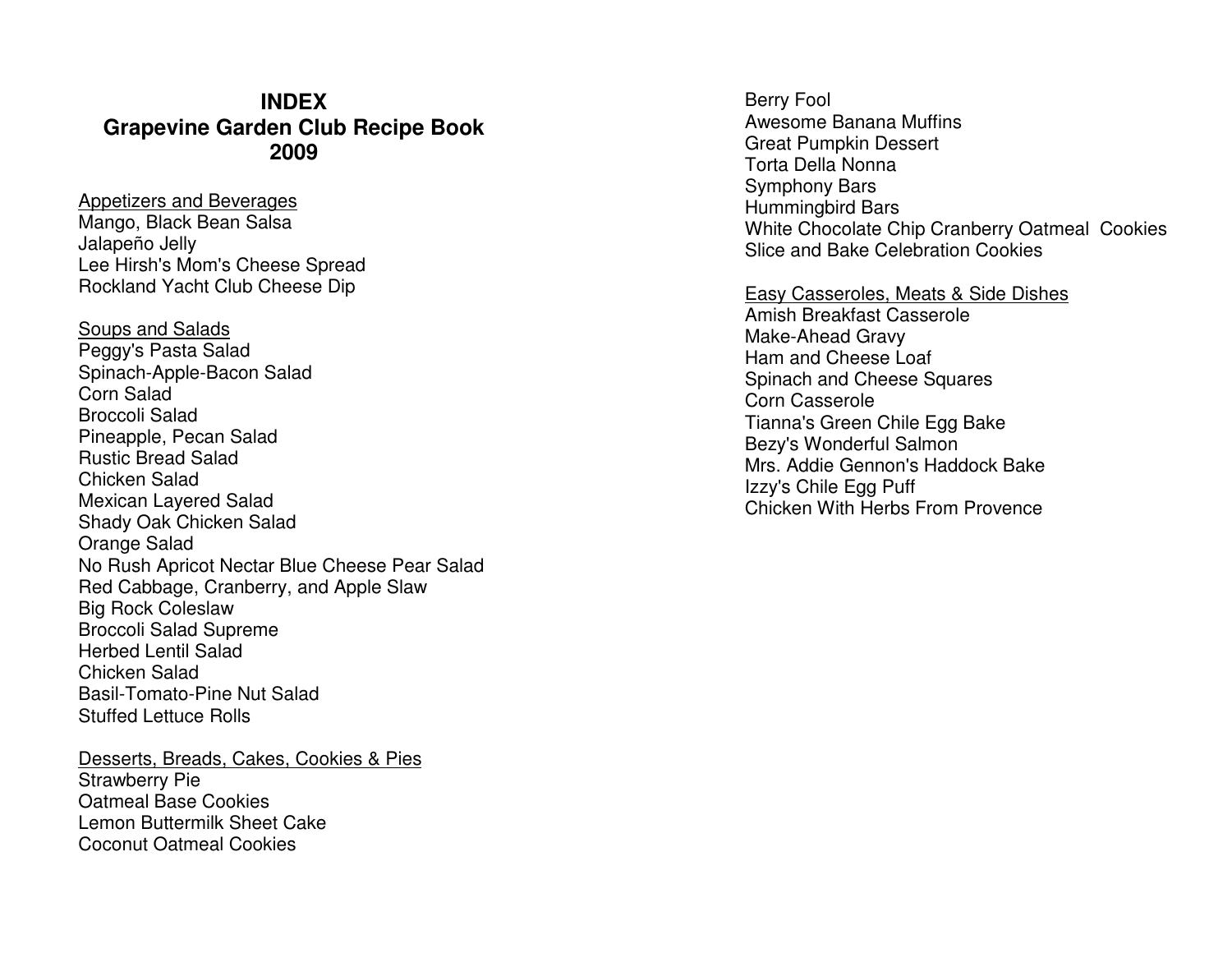# INDEX
# Grapevine Garden Club Recipe Book
# 2009

Appetizers and Beverages
Mango, Black Bean Salsa
Jalapeño Jelly
Lee Hirsh's Mom's Cheese Spread
Rockland Yacht Club Cheese Dip

Soups and Salads
Peggy's Pasta Salad
Spinach-Apple-Bacon Salad
Corn Salad
Broccoli Salad
Pineapple, Pecan Salad
Rustic Bread Salad
Chicken Salad
Mexican Layered Salad
Shady Oak Chicken Salad
Orange Salad
No Rush Apricot Nectar Blue Cheese Pear Salad
Red Cabbage, Cranberry, and Apple Slaw
Big Rock Coleslaw
Broccoli Salad Supreme
Herbed Lentil Salad
Chicken Salad
Basil-Tomato-Pine Nut Salad
Stuffed Lettuce Rolls

Desserts, Breads, Cakes, Cookies & Pies
Strawberry Pie
Oatmeal Base Cookies
Lemon Buttermilk Sheet Cake
Coconut Oatmeal Cookies
Berry Fool
Awesome Banana Muffins
Great Pumpkin Dessert
Torta Della Nonna
Symphony Bars
Hummingbird Bars
White Chocolate Chip Cranberry Oatmeal Cookies
Slice and Bake Celebration Cookies

Easy Casseroles, Meats & Side Dishes
Amish Breakfast Casserole
Make-Ahead Gravy
Ham and Cheese Loaf
Spinach and Cheese Squares
Corn Casserole
Tianna's Green Chile Egg Bake
Bezy's Wonderful Salmon
Mrs. Addie Gennon's Haddock Bake
Izzy's Chile Egg Puff
Chicken With Herbs From Provence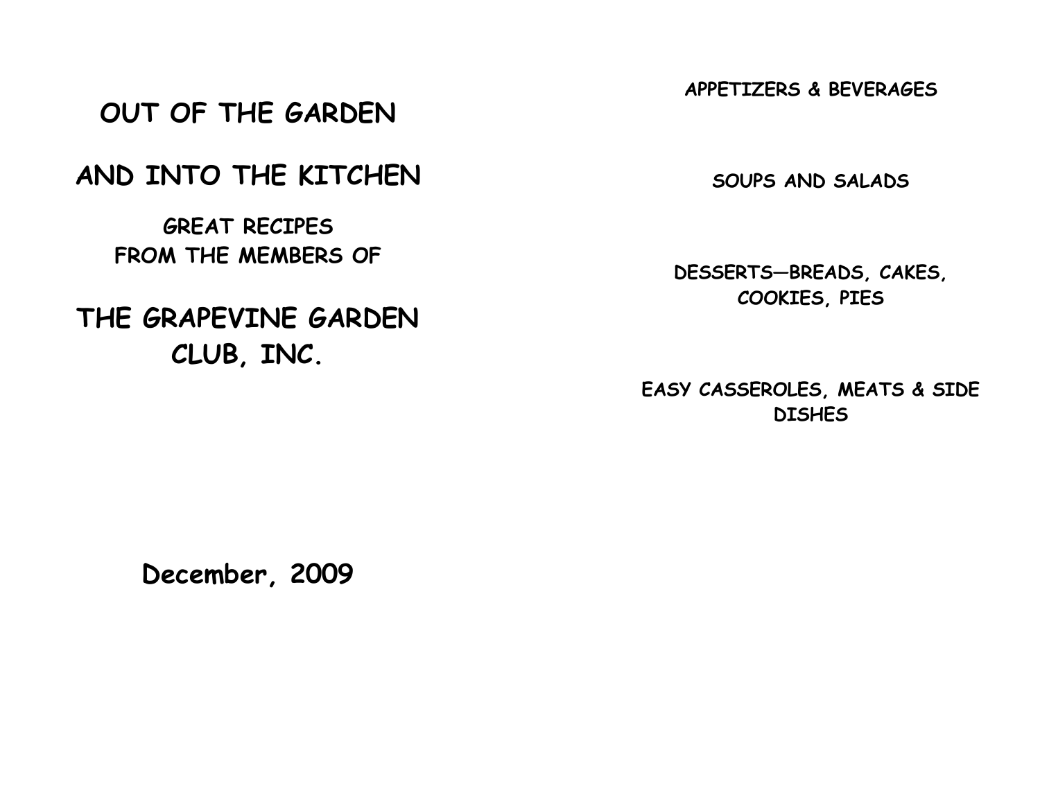# OUT OF THE GARDEN

# AND INTO THE KITCHEN

## GREAT RECIPES FROM THE MEMBERS OF

# THE GRAPEVINE GARDEN CLUB, INC.

**December, 2009**

**APPETIZERS & BEVERAGES**

**SOUPS AND SALADS**

**DESSERTS—BREADS, CAKES, COOKIES, PIES**

**EASY CASSEROLES, MEATS & SIDE DISHES**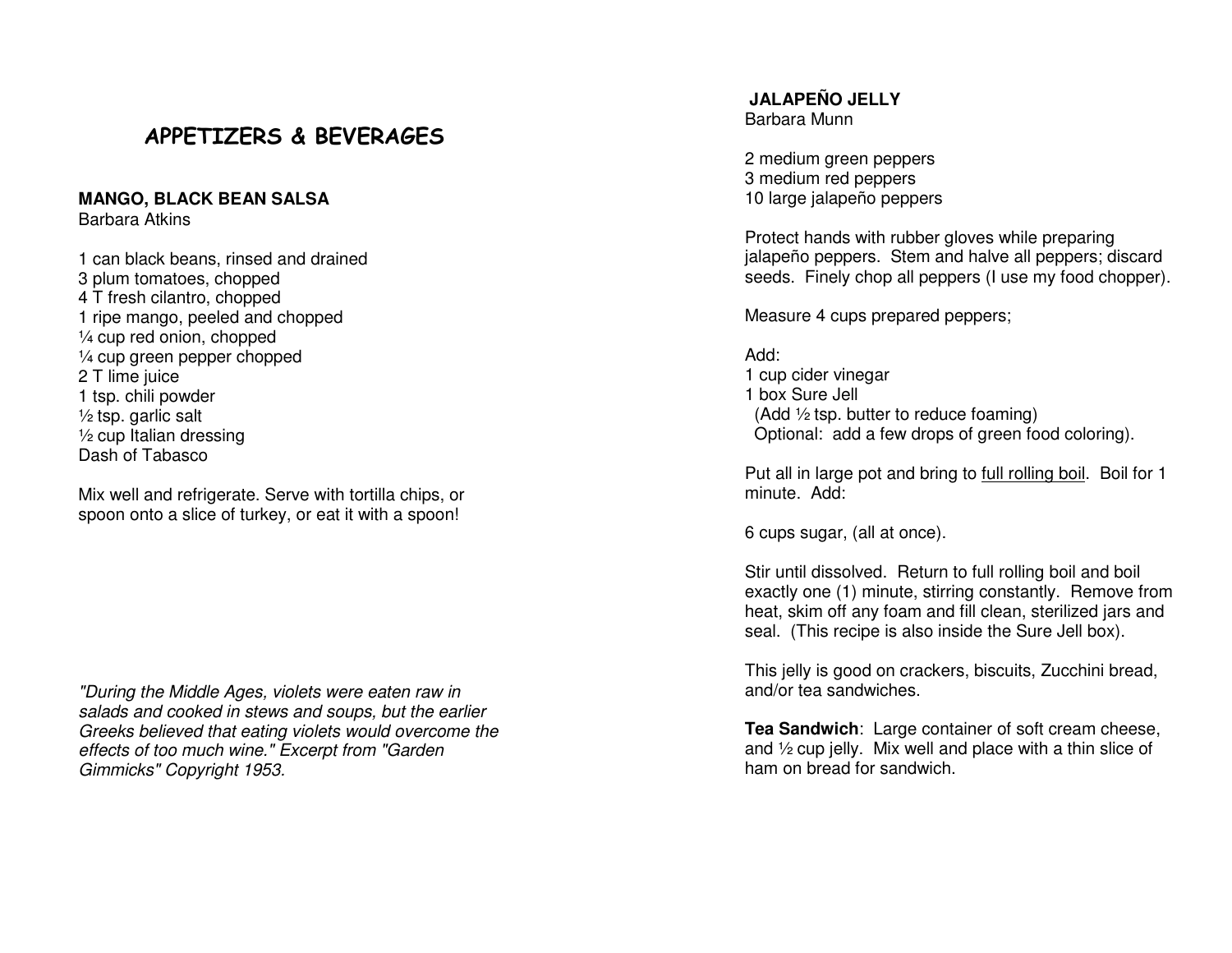# APPETIZERS & BEVERAGES

**MANGO, BLACK BEAN SALSA**
Barbara Atkins

1 can black beans, rinsed and drained
3 plum tomatoes, chopped
4 T fresh cilantro, chopped
1 ripe mango, peeled and chopped
¼ cup red onion, chopped
¼ cup green pepper chopped
2 T lime juice
1 tsp. chili powder
½ tsp. garlic salt
½ cup Italian dressing
Dash of Tabasco

Mix well and refrigerate. Serve with tortilla chips, or spoon onto a slice of turkey, or eat it with a spoon!

*"During the Middle Ages, violets were eaten raw in salads and cooked in stews and soups, but the earlier Greeks believed that eating violets would overcome the effects of too much wine." Excerpt from "Garden Gimmicks" Copyright 1953.*

**JALAPEÑO JELLY**
Barbara Munn

2 medium green peppers
3 medium red peppers
10 large jalapeño peppers

Protect hands with rubber gloves while preparing jalapeño peppers. Stem and halve all peppers; discard seeds. Finely chop all peppers (I use my food chopper).

Measure 4 cups prepared peppers;

Add:
1 cup cider vinegar
1 box Sure Jell
(Add ½ tsp. butter to reduce foaming)
Optional: add a few drops of green food coloring).

Put all in large pot and bring to <u>full rolling boil</u>. Boil for 1 minute. Add:

6 cups sugar, (all at once).

Stir until dissolved. Return to full rolling boil and boil exactly one (1) minute, stirring constantly. Remove from heat, skim off any foam and fill clean, sterilized jars and seal. (This recipe is also inside the Sure Jell box).

This jelly is good on crackers, biscuits, Zucchini bread, and/or tea sandwiches.

**Tea Sandwich**: Large container of soft cream cheese, and ½ cup jelly. Mix well and place with a thin slice of ham on bread for sandwich.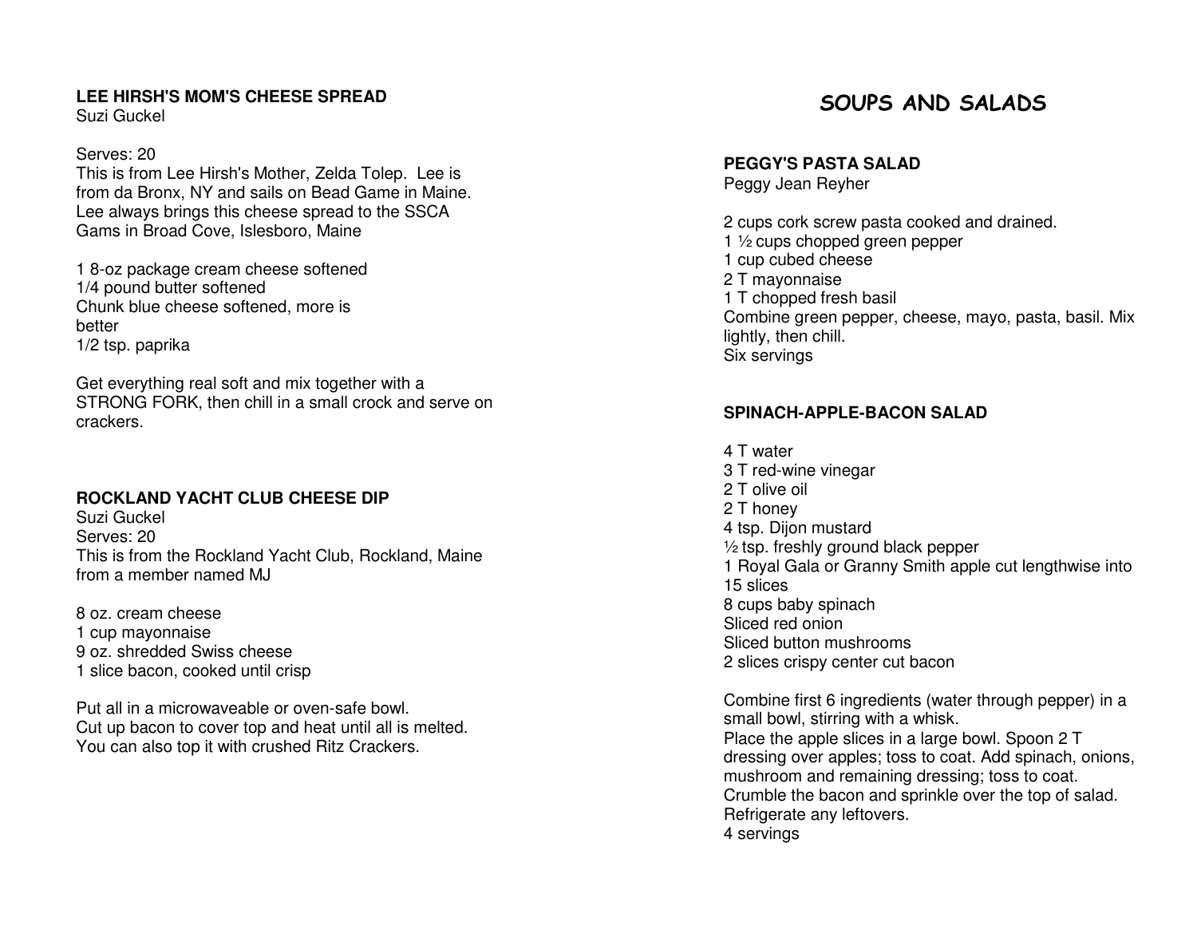### LEE HIRSH'S MOM'S CHEESE SPREAD

Suzi Guckel

Serves: 20

This is from Lee Hirsh's Mother, Zelda Tolep. Lee is from da Bronx, NY and sails on Bead Game in Maine. Lee always brings this cheese spread to the SSCA Gams in Broad Cove, Islesboro, Maine

1 8-oz package cream cheese softened
1/4 pound butter softened
Chunk blue cheese softened, more is better
1/2 tsp. paprika

Get everything real soft and mix together with a STRONG FORK, then chill in a small crock and serve on crackers.

### ROCKLAND YACHT CLUB CHEESE DIP

Suzi Guckel

Serves: 20

This is from the Rockland Yacht Club, Rockland, Maine from a member named MJ

8 oz. cream cheese
1 cup mayonnaise
9 oz. shredded Swiss cheese
1 slice bacon, cooked until crisp

Put all in a microwaveable or oven-safe bowl.
Cut up bacon to cover top and heat until all is melted.
You can also top it with crushed Ritz Crackers.

## SOUPS AND SALADS

### PEGGY'S PASTA SALAD

Peggy Jean Reyher

2 cups cork screw pasta cooked and drained.
1 ½ cups chopped green pepper
1 cup cubed cheese
2 T mayonnaise
1 T chopped fresh basil
Combine green pepper, cheese, mayo, pasta, basil. Mix lightly, then chill.
Six servings

### SPINACH-APPLE-BACON SALAD

4 T water
3 T red-wine vinegar
2 T olive oil
2 T honey
4 tsp. Dijon mustard
½ tsp. freshly ground black pepper
1 Royal Gala or Granny Smith apple cut lengthwise into 15 slices
8 cups baby spinach
Sliced red onion
Sliced button mushrooms
2 slices crispy center cut bacon

Combine first 6 ingredients (water through pepper) in a small bowl, stirring with a whisk.
Place the apple slices in a large bowl. Spoon 2 T dressing over apples; toss to coat. Add spinach, onions, mushroom and remaining dressing; toss to coat.
Crumble the bacon and sprinkle over the top of salad.
Refrigerate any leftovers.
4 servings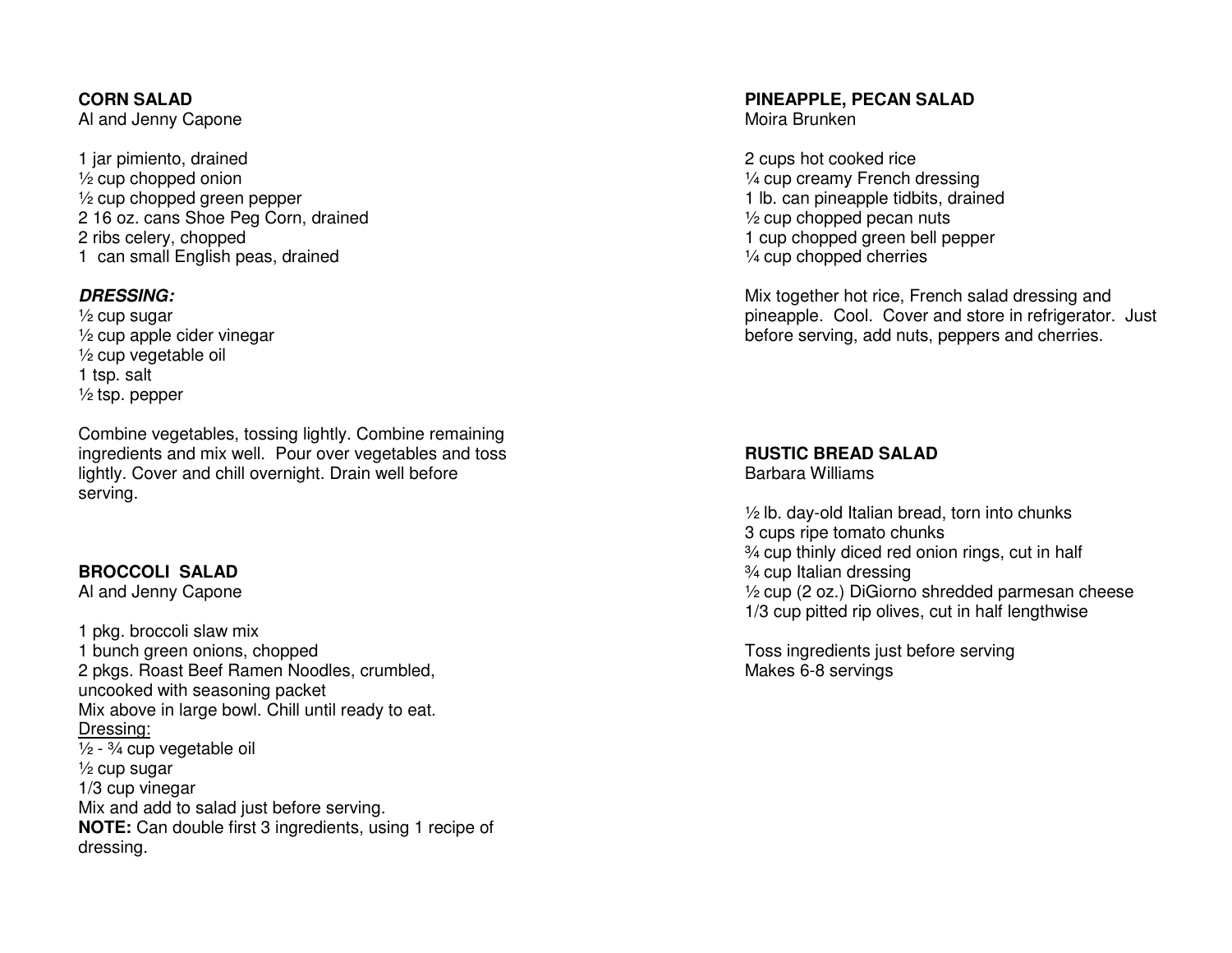## CORN SALAD

Al and Jenny Capone

1 jar pimiento, drained
½ cup chopped onion
½ cup chopped green pepper
2 16 oz. cans Shoe Peg Corn, drained
2 ribs celery, chopped
1 can small English peas, drained

***DRESSING:***

½ cup sugar
½ cup apple cider vinegar
½ cup vegetable oil
1 tsp. salt
½ tsp. pepper

Combine vegetables, tossing lightly. Combine remaining ingredients and mix well. Pour over vegetables and toss lightly. Cover and chill overnight. Drain well before serving.

## BROCCOLI SALAD

Al and Jenny Capone

1 pkg. broccoli slaw mix
1 bunch green onions, chopped
2 pkgs. Roast Beef Ramen Noodles, crumbled, uncooked with seasoning packet
Mix above in large bowl. Chill until ready to eat.

Dressing:

½ - ¾ cup vegetable oil
½ cup sugar
1/3 cup vinegar
Mix and add to salad just before serving.

**NOTE:** Can double first 3 ingredients, using 1 recipe of dressing.

## PINEAPPLE, PECAN SALAD

Moira Brunken

2 cups hot cooked rice
¼ cup creamy French dressing
1 lb. can pineapple tidbits, drained
½ cup chopped pecan nuts
1 cup chopped green bell pepper
¼ cup chopped cherries

Mix together hot rice, French salad dressing and pineapple. Cool. Cover and store in refrigerator. Just before serving, add nuts, peppers and cherries.

## RUSTIC BREAD SALAD

Barbara Williams

½ lb. day-old Italian bread, torn into chunks
3 cups ripe tomato chunks
¾ cup thinly diced red onion rings, cut in half
¾ cup Italian dressing
½ cup (2 oz.) DiGiorno shredded parmesan cheese
1/3 cup pitted rip olives, cut in half lengthwise

Toss ingredients just before serving
Makes 6-8 servings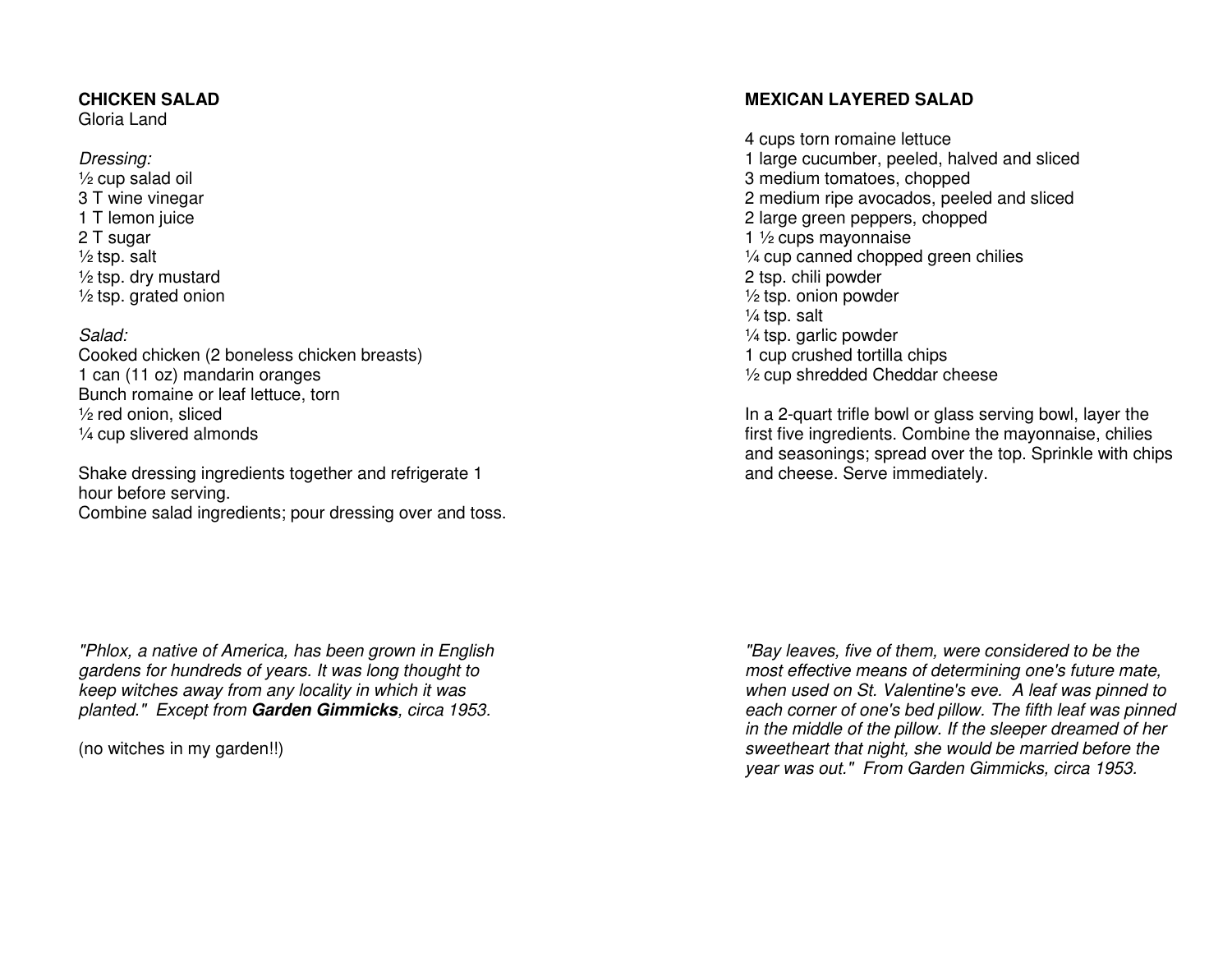**CHICKEN SALAD**
Gloria Land

*Dressing:*
½ cup salad oil
3 T wine vinegar
1 T lemon juice
2 T sugar
½ tsp. salt
½ tsp. dry mustard
½ tsp. grated onion

*Salad:*
Cooked chicken (2 boneless chicken breasts)
1 can (11 oz) mandarin oranges
Bunch romaine or leaf lettuce, torn
½ red onion, sliced
¼ cup slivered almonds

Shake dressing ingredients together and refrigerate 1 hour before serving.
Combine salad ingredients; pour dressing over and toss.

*"Phlox, a native of America, has been grown in English gardens for hundreds of years. It was long thought to keep witches away from any locality in which it was planted." Except from **Garden Gimmicks**, circa 1953.*

(no witches in my garden!!)

**MEXICAN LAYERED SALAD**

4 cups torn romaine lettuce
1 large cucumber, peeled, halved and sliced
3 medium tomatoes, chopped
2 medium ripe avocados, peeled and sliced
2 large green peppers, chopped
1 ½ cups mayonnaise
¼ cup canned chopped green chilies
2 tsp. chili powder
½ tsp. onion powder
¼ tsp. salt
¼ tsp. garlic powder
1 cup crushed tortilla chips
½ cup shredded Cheddar cheese

In a 2-quart trifle bowl or glass serving bowl, layer the first five ingredients. Combine the mayonnaise, chilies and seasonings; spread over the top. Sprinkle with chips and cheese. Serve immediately.

*"Bay leaves, five of them, were considered to be the most effective means of determining one's future mate, when used on St. Valentine's eve. A leaf was pinned to each corner of one's bed pillow. The fifth leaf was pinned in the middle of the pillow. If the sleeper dreamed of her sweetheart that night, she would be married before the year was out." From Garden Gimmicks, circa 1953.*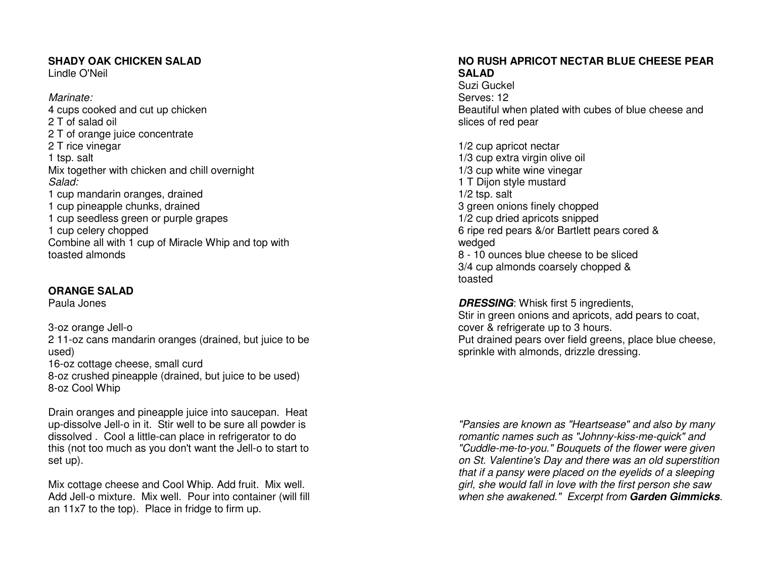## SHADY OAK CHICKEN SALAD

Lindle O'Neil

*Marinate:*

4 cups cooked and cut up chicken
2 T of salad oil
2 T of orange juice concentrate
2 T rice vinegar
1 tsp. salt
Mix together with chicken and chill overnight

*Salad:*

1 cup mandarin oranges, drained
1 cup pineapple chunks, drained
1 cup seedless green or purple grapes
1 cup celery chopped
Combine all with 1 cup of Miracle Whip and top with toasted almonds

## ORANGE SALAD

Paula Jones

3-oz orange Jell-o
2 11-oz cans mandarin oranges (drained, but juice to be used)
16-oz cottage cheese, small curd
8-oz crushed pineapple (drained, but juice to be used)
8-oz Cool Whip

Drain oranges and pineapple juice into saucepan. Heat up-dissolve Jell-o in it. Stir well to be sure all powder is dissolved . Cool a little-can place in refrigerator to do this (not too much as you don't want the Jell-o to start to set up).

Mix cottage cheese and Cool Whip. Add fruit. Mix well. Add Jell-o mixture. Mix well. Pour into container (will fill an 11x7 to the top). Place in fridge to firm up.

## NO RUSH APRICOT NECTAR BLUE CHEESE PEAR SALAD

Suzi Guckel
Serves: 12
Beautiful when plated with cubes of blue cheese and slices of red pear

1/2 cup apricot nectar
1/3 cup extra virgin olive oil
1/3 cup white wine vinegar
1 T Dijon style mustard
1/2 tsp. salt
3 green onions finely chopped
1/2 cup dried apricots snipped
6 ripe red pears &/or Bartlett pears cored & wedged
8 - 10 ounces blue cheese to be sliced
3/4 cup almonds coarsely chopped & toasted

***DRESSING***: Whisk first 5 ingredients,
Stir in green onions and apricots, add pears to coat, cover & refrigerate up to 3 hours.
Put drained pears over field greens, place blue cheese, sprinkle with almonds, drizzle dressing.

*"Pansies are known as "Heartsease" and also by many romantic names such as "Johnny-kiss-me-quick" and "Cuddle-me-to-you." Bouquets of the flower were given on St. Valentine's Day and there was an old superstition that if a pansy were placed on the eyelids of a sleeping girl, she would fall in love with the first person she saw when she awakened." Excerpt from **Garden Gimmicks**.*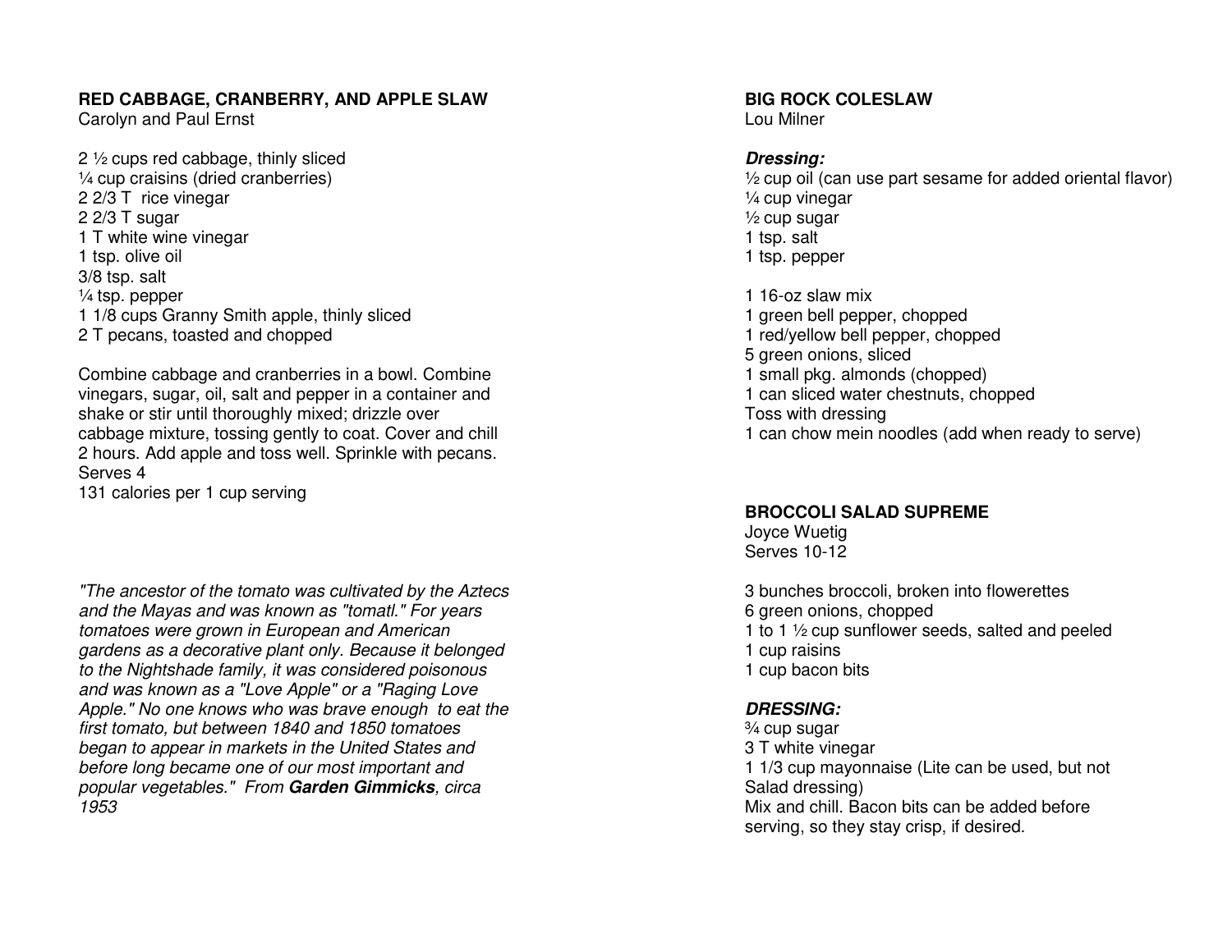## RED CABBAGE, CRANBERRY, AND APPLE SLAW

Carolyn and Paul Ernst

2 ½ cups red cabbage, thinly sliced
¼ cup craisins (dried cranberries)
2 2/3 T rice vinegar
2 2/3 T sugar
1 T white wine vinegar
1 tsp. olive oil
3/8 tsp. salt
¼ tsp. pepper
1 1/8 cups Granny Smith apple, thinly sliced
2 T pecans, toasted and chopped

Combine cabbage and cranberries in a bowl. Combine vinegars, sugar, oil, salt and pepper in a container and shake or stir until thoroughly mixed; drizzle over cabbage mixture, tossing gently to coat. Cover and chill 2 hours. Add apple and toss well. Sprinkle with pecans.
Serves 4
131 calories per 1 cup serving

*"The ancestor of the tomato was cultivated by the Aztecs and the Mayas and was known as "tomatl." For years tomatoes were grown in European and American gardens as a decorative plant only. Because it belonged to the Nightshade family, it was considered poisonous and was known as a "Love Apple" or a "Raging Love Apple." No one knows who was brave enough to eat the first tomato, but between 1840 and 1850 tomatoes began to appear in markets in the United States and before long became one of our most important and popular vegetables." From* ***Garden Gimmicks****, circa 1953*

## BIG ROCK COLESLAW

Lou Milner

***Dressing:***
½ cup oil (can use part sesame for added oriental flavor)
¼ cup vinegar
½ cup sugar
1 tsp. salt
1 tsp. pepper

1 16-oz slaw mix
1 green bell pepper, chopped
1 red/yellow bell pepper, chopped
5 green onions, sliced
1 small pkg. almonds (chopped)
1 can sliced water chestnuts, chopped
Toss with dressing
1 can chow mein noodles (add when ready to serve)

## BROCCOLI SALAD SUPREME

Joyce Wuetig
Serves 10-12

3 bunches broccoli, broken into flowerettes
6 green onions, chopped
1 to 1 ½ cup sunflower seeds, salted and peeled
1 cup raisins
1 cup bacon bits

***DRESSING:***
¾ cup sugar
3 T white vinegar
1 1/3 cup mayonnaise (Lite can be used, but not Salad dressing)
Mix and chill. Bacon bits can be added before serving, so they stay crisp, if desired.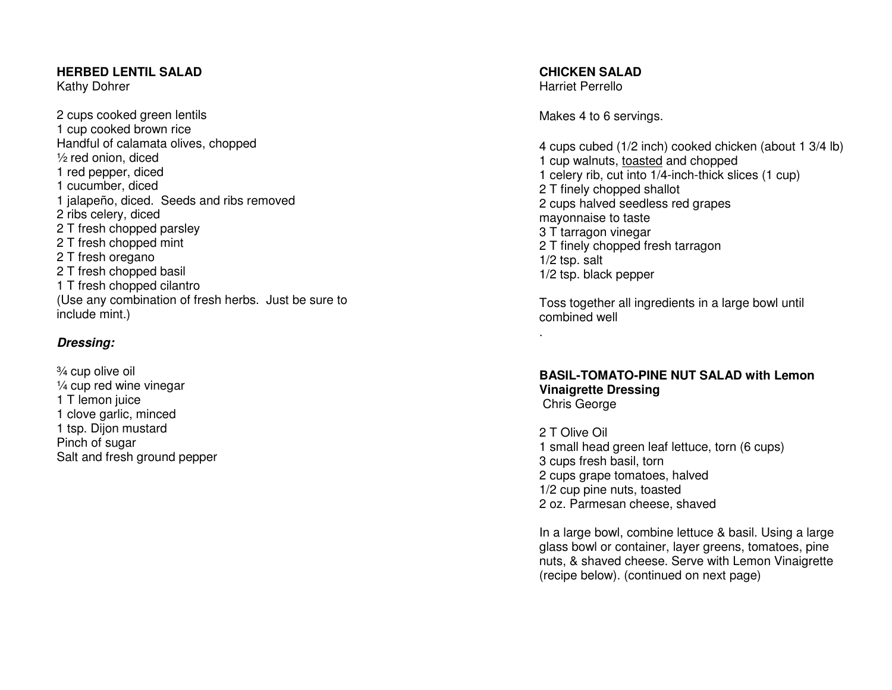## HERBED LENTIL SALAD
Kathy Dohrer

2 cups cooked green lentils
1 cup cooked brown rice
Handful of calamata olives, chopped
½ red onion, diced
1 red pepper, diced
1 cucumber, diced
1 jalapeño, diced. Seeds and ribs removed
2 ribs celery, diced
2 T fresh chopped parsley
2 T fresh chopped mint
2 T fresh oregano
2 T fresh chopped basil
1 T fresh chopped cilantro
(Use any combination of fresh herbs. Just be sure to include mint.)

***Dressing:***

¾ cup olive oil
¼ cup red wine vinegar
1 T lemon juice
1 clove garlic, minced
1 tsp. Dijon mustard
Pinch of sugar
Salt and fresh ground pepper

## CHICKEN SALAD
Harriet Perrello

Makes 4 to 6 servings.

4 cups cubed (1/2 inch) cooked chicken (about 1 3/4 lb)
1 cup walnuts, <u>toasted</u> and chopped
1 celery rib, cut into 1/4-inch-thick slices (1 cup)
2 T finely chopped shallot
2 cups halved seedless red grapes
mayonnaise to taste
3 T tarragon vinegar
2 T finely chopped fresh tarragon
1/2 tsp. salt
1/2 tsp. black pepper

Toss together all ingredients in a large bowl until combined well
.

## BASIL-TOMATO-PINE NUT SALAD with Lemon Vinaigrette Dressing
Chris George

2 T Olive Oil
1 small head green leaf lettuce, torn (6 cups)
3 cups fresh basil, torn
2 cups grape tomatoes, halved
1/2 cup pine nuts, toasted
2 oz. Parmesan cheese, shaved

In a large bowl, combine lettuce & basil. Using a large glass bowl or container, layer greens, tomatoes, pine nuts, & shaved cheese. Serve with Lemon Vinaigrette (recipe below). (continued on next page)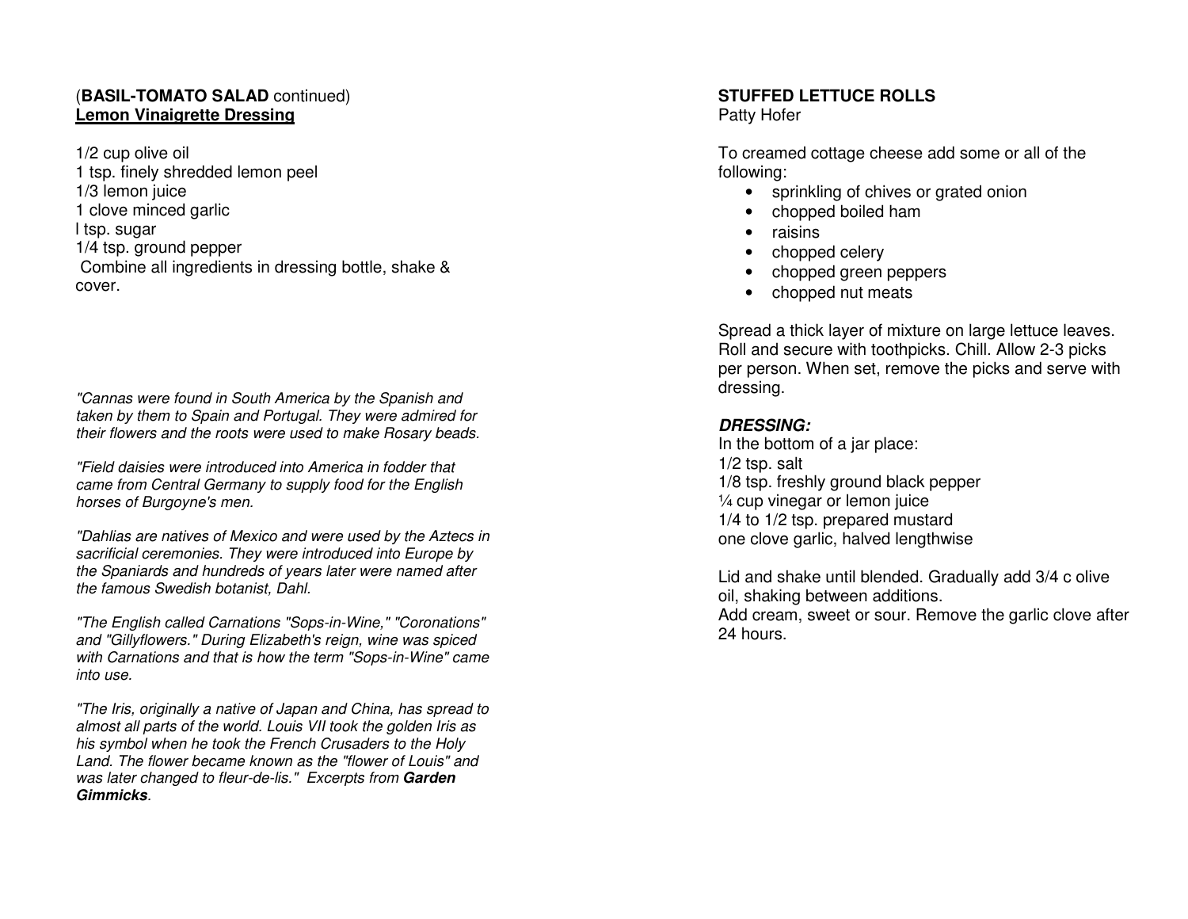(**BASIL-TOMATO SALAD** continued)
**Lemon Vinaigrette Dressing**

1/2 cup olive oil
1 tsp. finely shredded lemon peel
1/3 lemon juice
1 clove minced garlic
l tsp. sugar
1/4 tsp. ground pepper
Combine all ingredients in dressing bottle, shake & cover.

*"Cannas were found in South America by the Spanish and taken by them to Spain and Portugal. They were admired for their flowers and the roots were used to make Rosary beads.*

*"Field daisies were introduced into America in fodder that came from Central Germany to supply food for the English horses of Burgoyne's men.*

*"Dahlias are natives of Mexico and were used by the Aztecs in sacrificial ceremonies. They were introduced into Europe by the Spaniards and hundreds of years later were named after the famous Swedish botanist, Dahl.*

*"The English called Carnations "Sops-in-Wine," "Coronations" and "Gillyflowers." During Elizabeth's reign, wine was spiced with Carnations and that is how the term "Sops-in-Wine" came into use.*

*"The Iris, originally a native of Japan and China, has spread to almost all parts of the world. Louis VII took the golden Iris as his symbol when he took the French Crusaders to the Holy Land. The flower became known as the "flower of Louis" and was later changed to fleur-de-lis." Excerpts from **Garden Gimmicks**.*

**STUFFED LETTUCE ROLLS**
Patty Hofer

To creamed cottage cheese add some or all of the following:

- sprinkling of chives or grated onion
- chopped boiled ham
- raisins
- chopped celery
- chopped green peppers
- chopped nut meats

Spread a thick layer of mixture on large lettuce leaves. Roll and secure with toothpicks. Chill. Allow 2-3 picks per person. When set, remove the picks and serve with dressing.

***DRESSING:***
In the bottom of a jar place:
1/2 tsp. salt
1/8 tsp. freshly ground black pepper
¼ cup vinegar or lemon juice
1/4 to 1/2 tsp. prepared mustard
one clove garlic, halved lengthwise

Lid and shake until blended. Gradually add 3/4 c olive oil, shaking between additions.
Add cream, sweet or sour. Remove the garlic clove after 24 hours.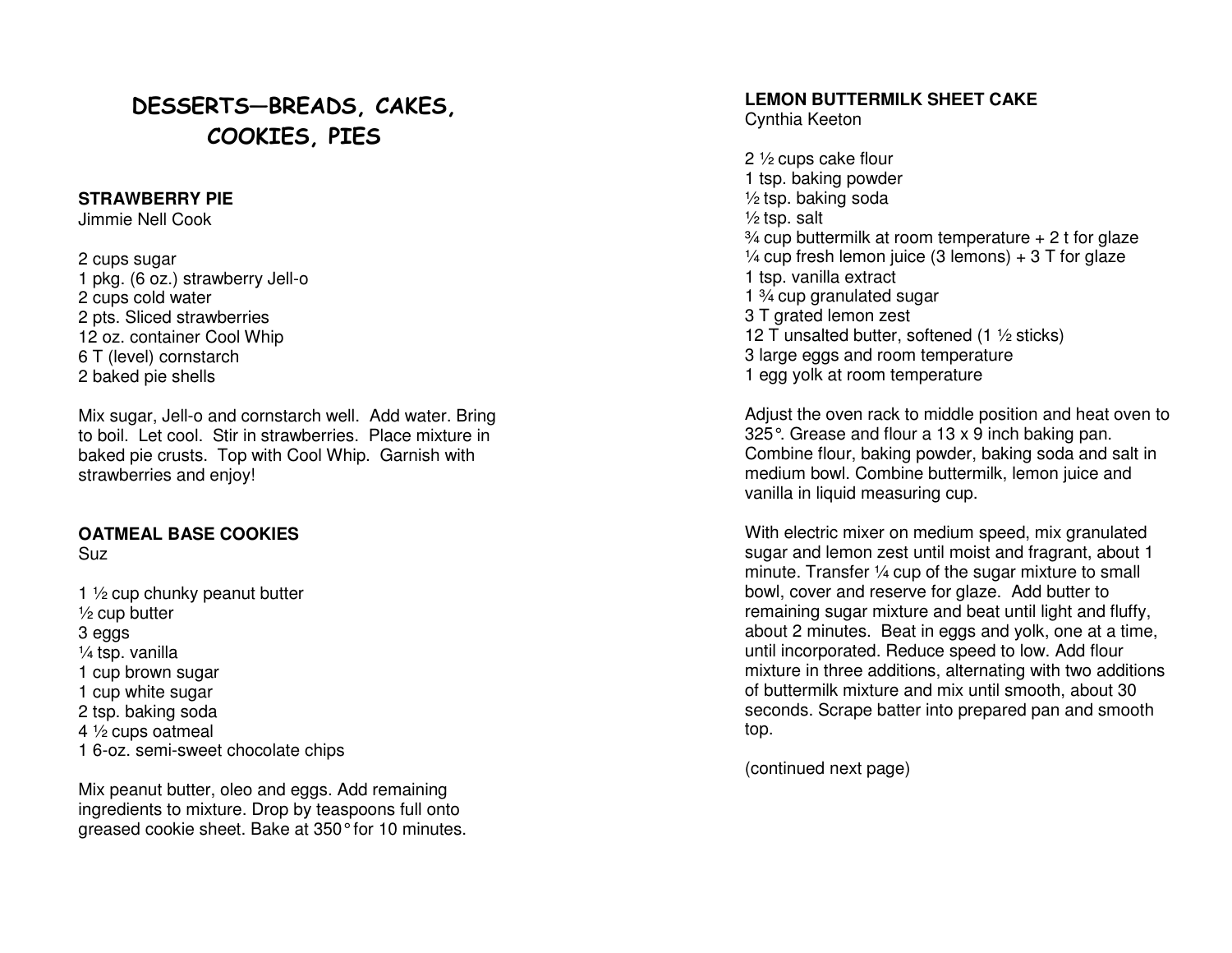# DESSERTS—BREADS, CAKES, COOKIES, PIES

**STRAWBERRY PIE**
Jimmie Nell Cook

2 cups sugar
1 pkg. (6 oz.) strawberry Jell-o
2 cups cold water
2 pts. Sliced strawberries
12 oz. container Cool Whip
6 T (level) cornstarch
2 baked pie shells

Mix sugar, Jell-o and cornstarch well. Add water. Bring to boil. Let cool. Stir in strawberries. Place mixture in baked pie crusts. Top with Cool Whip. Garnish with strawberries and enjoy!

**OATMEAL BASE COOKIES**
Suz

1 ½ cup chunky peanut butter
½ cup butter
3 eggs
¼ tsp. vanilla
1 cup brown sugar
1 cup white sugar
2 tsp. baking soda
4 ½ cups oatmeal
1 6-oz. semi-sweet chocolate chips

Mix peanut butter, oleo and eggs. Add remaining ingredients to mixture. Drop by teaspoons full onto greased cookie sheet. Bake at 350° for 10 minutes.

**LEMON BUTTERMILK SHEET CAKE**
Cynthia Keeton

2 ½ cups cake flour
1 tsp. baking powder
½ tsp. baking soda
½ tsp. salt
¾ cup buttermilk at room temperature + 2 t for glaze
¼ cup fresh lemon juice (3 lemons) + 3 T for glaze
1 tsp. vanilla extract
1 ¾ cup granulated sugar
3 T grated lemon zest
12 T unsalted butter, softened (1 ½ sticks)
3 large eggs and room temperature
1 egg yolk at room temperature

Adjust the oven rack to middle position and heat oven to 325°. Grease and flour a 13 x 9 inch baking pan. Combine flour, baking powder, baking soda and salt in medium bowl. Combine buttermilk, lemon juice and vanilla in liquid measuring cup.

With electric mixer on medium speed, mix granulated sugar and lemon zest until moist and fragrant, about 1 minute. Transfer ¼ cup of the sugar mixture to small bowl, cover and reserve for glaze. Add butter to remaining sugar mixture and beat until light and fluffy, about 2 minutes. Beat in eggs and yolk, one at a time, until incorporated. Reduce speed to low. Add flour mixture in three additions, alternating with two additions of buttermilk mixture and mix until smooth, about 30 seconds. Scrape batter into prepared pan and smooth top.

(continued next page)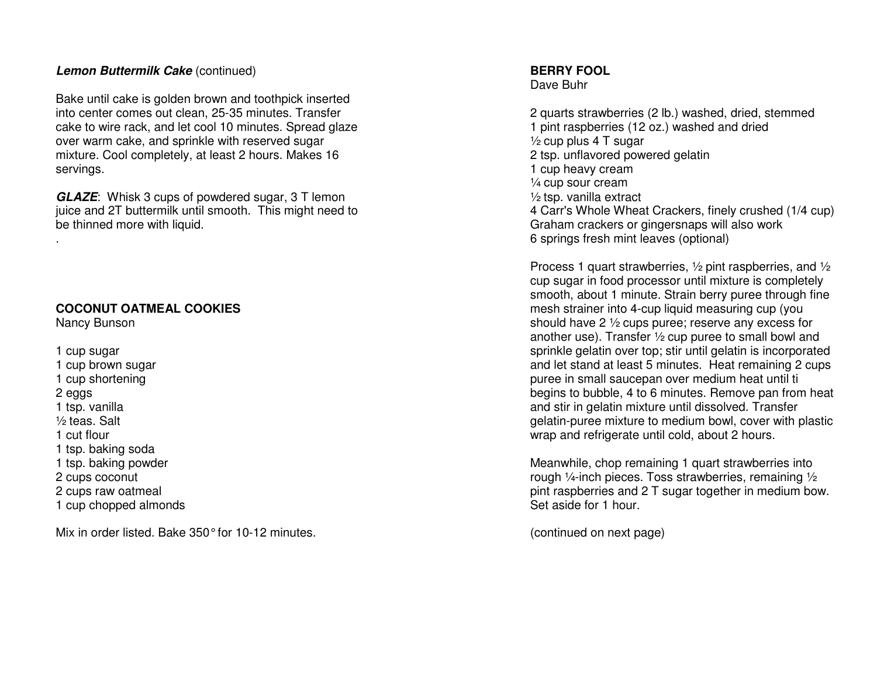***Lemon Buttermilk Cake*** (continued)

Bake until cake is golden brown and toothpick inserted into center comes out clean, 25-35 minutes. Transfer cake to wire rack, and let cool 10 minutes. Spread glaze over warm cake, and sprinkle with reserved sugar mixture. Cool completely, at least 2 hours. Makes 16 servings.

***GLAZE***: Whisk 3 cups of powdered sugar, 3 T lemon juice and 2T buttermilk until smooth. This might need to be thinned more with liquid.

.

**COCONUT OATMEAL COOKIES**
Nancy Bunson

1 cup sugar
1 cup brown sugar
1 cup shortening
2 eggs
1 tsp. vanilla
½ teas. Salt
1 cut flour
1 tsp. baking soda
1 tsp. baking powder
2 cups coconut
2 cups raw oatmeal
1 cup chopped almonds

Mix in order listed. Bake 350° for 10-12 minutes.

**BERRY FOOL**
Dave Buhr

2 quarts strawberries (2 lb.) washed, dried, stemmed
1 pint raspberries (12 oz.) washed and dried
½ cup plus 4 T sugar
2 tsp. unflavored powered gelatin
1 cup heavy cream
¼ cup sour cream
½ tsp. vanilla extract
4 Carr's Whole Wheat Crackers, finely crushed (1/4 cup)
Graham crackers or gingersnaps will also work
6 springs fresh mint leaves (optional)

Process 1 quart strawberries, ½ pint raspberries, and ½ cup sugar in food processor until mixture is completely smooth, about 1 minute. Strain berry puree through fine mesh strainer into 4-cup liquid measuring cup (you should have 2 ½ cups puree; reserve any excess for another use). Transfer ½ cup puree to small bowl and sprinkle gelatin over top; stir until gelatin is incorporated and let stand at least 5 minutes. Heat remaining 2 cups puree in small saucepan over medium heat until ti begins to bubble, 4 to 6 minutes. Remove pan from heat and stir in gelatin mixture until dissolved. Transfer gelatin-puree mixture to medium bowl, cover with plastic wrap and refrigerate until cold, about 2 hours.

Meanwhile, chop remaining 1 quart strawberries into rough ¼-inch pieces. Toss strawberries, remaining ½ pint raspberries and 2 T sugar together in medium bow. Set aside for 1 hour.

(continued on next page)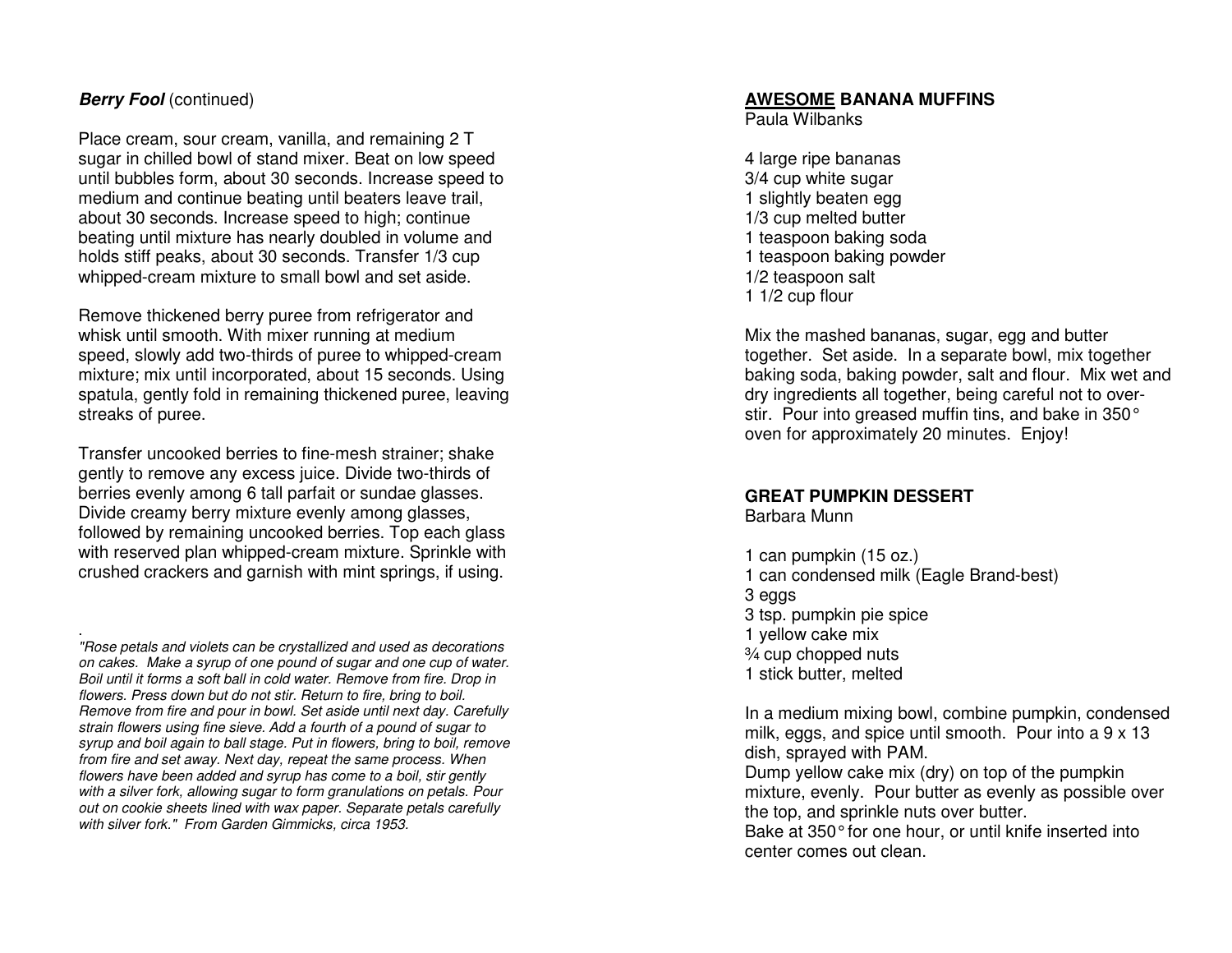***Berry Fool*** (continued)

Place cream, sour cream, vanilla, and remaining 2 T sugar in chilled bowl of stand mixer. Beat on low speed until bubbles form, about 30 seconds. Increase speed to medium and continue beating until beaters leave trail, about 30 seconds. Increase speed to high; continue beating until mixture has nearly doubled in volume and holds stiff peaks, about 30 seconds. Transfer 1/3 cup whipped-cream mixture to small bowl and set aside.

Remove thickened berry puree from refrigerator and whisk until smooth. With mixer running at medium speed, slowly add two-thirds of puree to whipped-cream mixture; mix until incorporated, about 15 seconds. Using spatula, gently fold in remaining thickened puree, leaving streaks of puree.

Transfer uncooked berries to fine-mesh strainer; shake gently to remove any excess juice. Divide two-thirds of berries evenly among 6 tall parfait or sundae glasses. Divide creamy berry mixture evenly among glasses, followed by remaining uncooked berries. Top each glass with reserved plan whipped-cream mixture. Sprinkle with crushed crackers and garnish with mint springs, if using.

*"Rose petals and violets can be crystallized and used as decorations on cakes. Make a syrup of one pound of sugar and one cup of water. Boil until it forms a soft ball in cold water. Remove from fire. Drop in flowers. Press down but do not stir. Return to fire, bring to boil. Remove from fire and pour in bowl. Set aside until next day. Carefully strain flowers using fine sieve. Add a fourth of a pound of sugar to syrup and boil again to ball stage. Put in flowers, bring to boil, remove from fire and set away. Next day, repeat the same process. When flowers have been added and syrup has come to a boil, stir gently with a silver fork, allowing sugar to form granulations on petals. Pour out on cookie sheets lined with wax paper. Separate petals carefully with silver fork." From Garden Gimmicks, circa 1953.*

## AWESOME BANANA MUFFINS

Paula Wilbanks

4 large ripe bananas
3/4 cup white sugar
1 slightly beaten egg
1/3 cup melted butter
1 teaspoon baking soda
1 teaspoon baking powder
1/2 teaspoon salt
1 1/2 cup flour

Mix the mashed bananas, sugar, egg and butter together. Set aside. In a separate bowl, mix together baking soda, baking powder, salt and flour. Mix wet and dry ingredients all together, being careful not to over-stir. Pour into greased muffin tins, and bake in 350° oven for approximately 20 minutes. Enjoy!

## GREAT PUMPKIN DESSERT

Barbara Munn

1 can pumpkin (15 oz.)
1 can condensed milk (Eagle Brand-best)
3 eggs
3 tsp. pumpkin pie spice
1 yellow cake mix
¾ cup chopped nuts
1 stick butter, melted

In a medium mixing bowl, combine pumpkin, condensed milk, eggs, and spice until smooth. Pour into a 9 x 13 dish, sprayed with PAM.
Dump yellow cake mix (dry) on top of the pumpkin mixture, evenly. Pour butter as evenly as possible over the top, and sprinkle nuts over butter.
Bake at 350° for one hour, or until knife inserted into center comes out clean.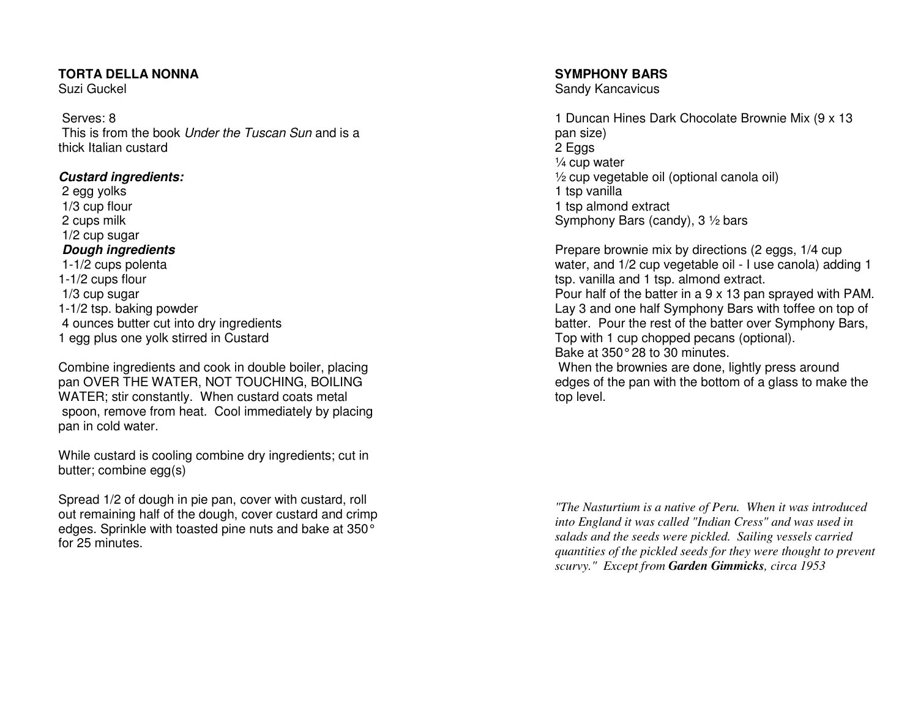## TORTA DELLA NONNA

Suzi Guckel

Serves: 8

This is from the book *Under the Tuscan Sun* and is a thick Italian custard

***Custard ingredients:***

2 egg yolks
1/3 cup flour
2 cups milk
1/2 cup sugar

***Dough ingredients***

1-1/2 cups polenta
1-1/2 cups flour
1/3 cup sugar
1-1/2 tsp. baking powder
4 ounces butter cut into dry ingredients
1 egg plus one yolk stirred in Custard

Combine ingredients and cook in double boiler, placing pan OVER THE WATER, NOT TOUCHING, BOILING WATER; stir constantly. When custard coats metal spoon, remove from heat. Cool immediately by placing pan in cold water.

While custard is cooling combine dry ingredients; cut in butter; combine egg(s)

Spread 1/2 of dough in pie pan, cover with custard, roll out remaining half of the dough, cover custard and crimp edges. Sprinkle with toasted pine nuts and bake at 350° for 25 minutes.

## SYMPHONY BARS

Sandy Kancavicus

1 Duncan Hines Dark Chocolate Brownie Mix (9 x 13 pan size)
2 Eggs
¼ cup water
½ cup vegetable oil (optional canola oil)
1 tsp vanilla
1 tsp almond extract
Symphony Bars (candy), 3 ½ bars

Prepare brownie mix by directions (2 eggs, 1/4 cup water, and 1/2 cup vegetable oil - I use canola) adding 1 tsp. vanilla and 1 tsp. almond extract.
Pour half of the batter in a 9 x 13 pan sprayed with PAM. Lay 3 and one half Symphony Bars with toffee on top of batter. Pour the rest of the batter over Symphony Bars, Top with 1 cup chopped pecans (optional).
Bake at 350° 28 to 30 minutes.
When the brownies are done, lightly press around edges of the pan with the bottom of a glass to make the top level.

*"The Nasturtium is a native of Peru. When it was introduced into England it was called "Indian Cress" and was used in salads and the seeds were pickled. Sailing vessels carried quantities of the pickled seeds for they were thought to prevent scurvy." Except from **Garden Gimmicks**, circa 1953*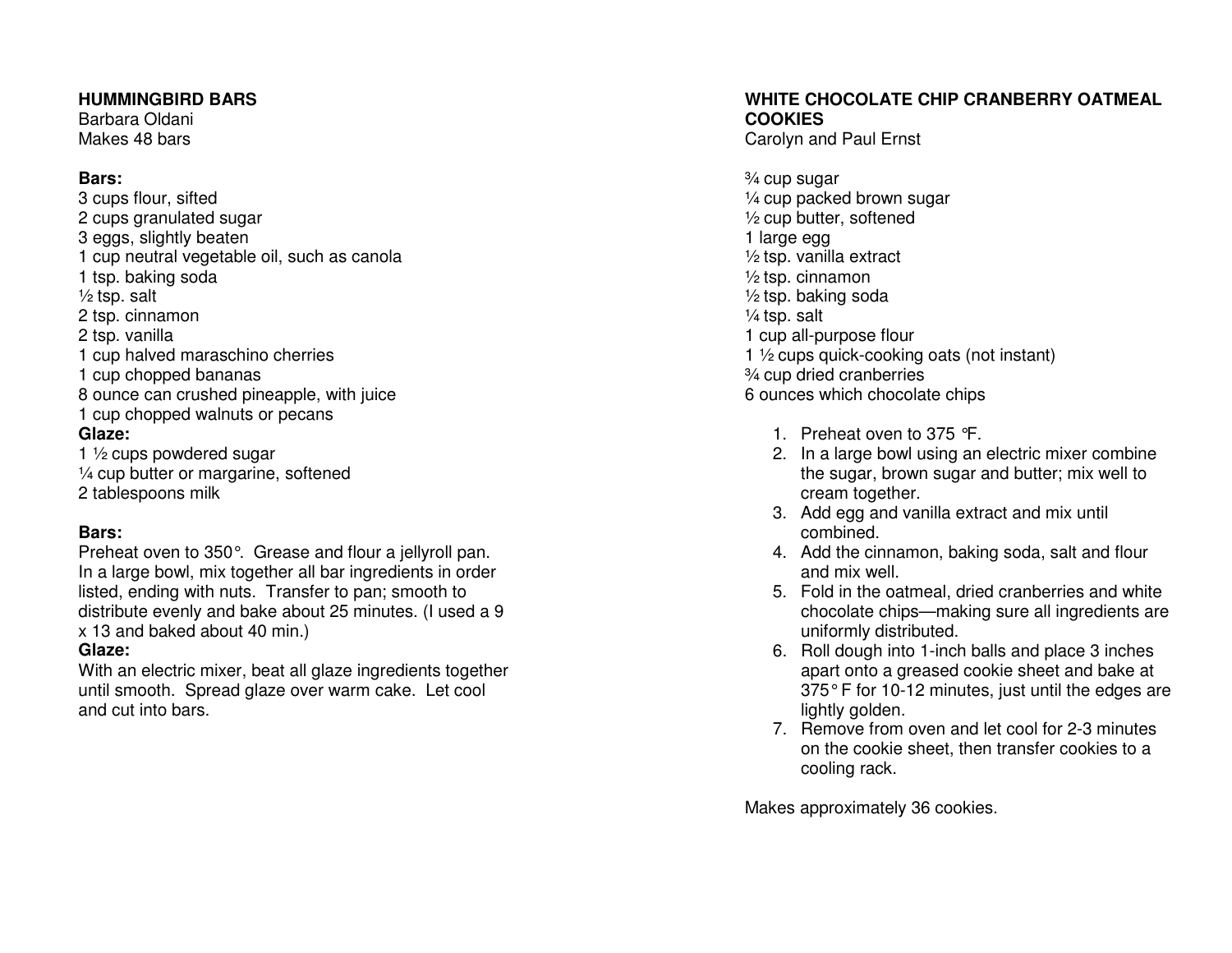**HUMMINGBIRD BARS**
Barbara Oldani
Makes 48 bars

**Bars:**
3 cups flour, sifted
2 cups granulated sugar
3 eggs, slightly beaten
1 cup neutral vegetable oil, such as canola
1 tsp. baking soda
½ tsp. salt
2 tsp. cinnamon
2 tsp. vanilla
1 cup halved maraschino cherries
1 cup chopped bananas
8 ounce can crushed pineapple, with juice
1 cup chopped walnuts or pecans
**Glaze:**
1 ½ cups powdered sugar
¼ cup butter or margarine, softened
2 tablespoons milk

**Bars:**
Preheat oven to 350°. Grease and flour a jellyroll pan. In a large bowl, mix together all bar ingredients in order listed, ending with nuts. Transfer to pan; smooth to distribute evenly and bake about 25 minutes. (I used a 9 x 13 and baked about 40 min.)
**Glaze:**
With an electric mixer, beat all glaze ingredients together until smooth. Spread glaze over warm cake. Let cool and cut into bars.

**WHITE CHOCOLATE CHIP CRANBERRY OATMEAL COOKIES**
Carolyn and Paul Ernst

¾ cup sugar
¼ cup packed brown sugar
½ cup butter, softened
1 large egg
½ tsp. vanilla extract
½ tsp. cinnamon
½ tsp. baking soda
¼ tsp. salt
1 cup all-purpose flour
1 ½ cups quick-cooking oats (not instant)
¾ cup dried cranberries
6 ounces which chocolate chips

1. Preheat oven to 375 °F.
2. In a large bowl using an electric mixer combine the sugar, brown sugar and butter; mix well to cream together.
3. Add egg and vanilla extract and mix until combined.
4. Add the cinnamon, baking soda, salt and flour and mix well.
5. Fold in the oatmeal, dried cranberries and white chocolate chips—making sure all ingredients are uniformly distributed.
6. Roll dough into 1-inch balls and place 3 inches apart onto a greased cookie sheet and bake at 375° F for 10-12 minutes, just until the edges are lightly golden.
7. Remove from oven and let cool for 2-3 minutes on the cookie sheet, then transfer cookies to a cooling rack.

Makes approximately 36 cookies.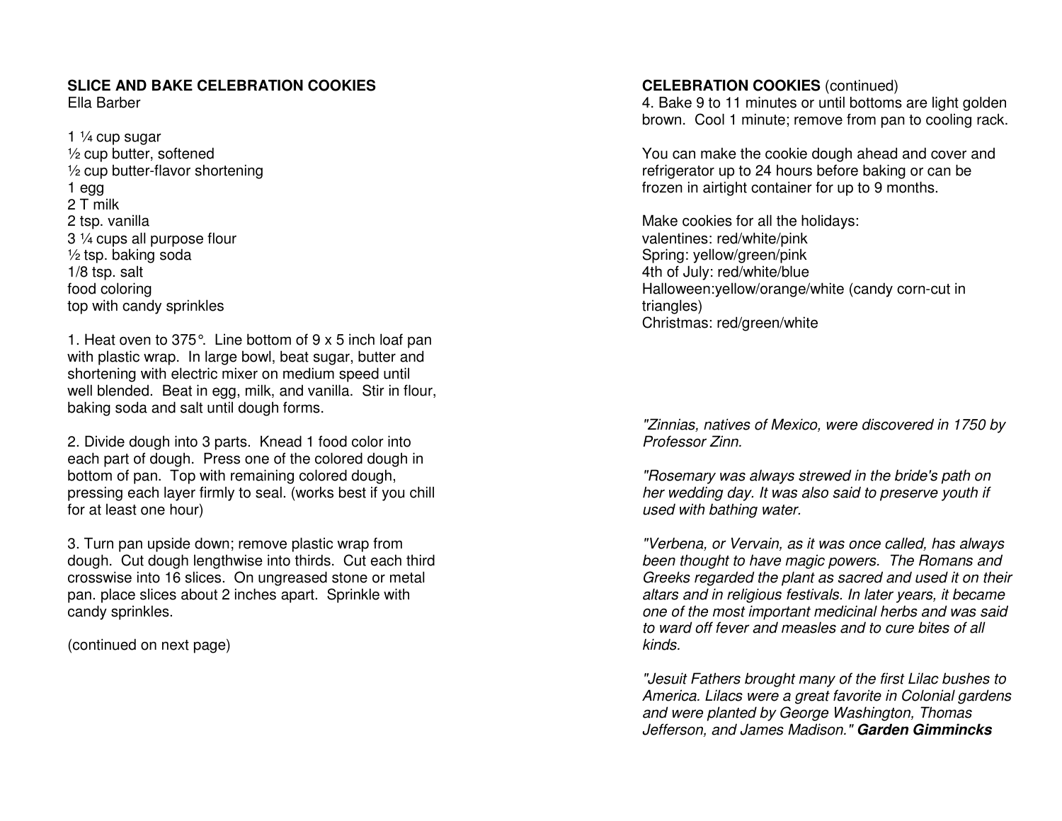**SLICE AND BAKE CELEBRATION COOKIES**
Ella Barber

1 ¼ cup sugar
½ cup butter, softened
½ cup butter-flavor shortening
1 egg
2 T milk
2 tsp. vanilla
3 ¼ cups all purpose flour
½ tsp. baking soda
1/8 tsp. salt
food coloring
top with candy sprinkles

1. Heat oven to 375°. Line bottom of 9 x 5 inch loaf pan with plastic wrap. In large bowl, beat sugar, butter and shortening with electric mixer on medium speed until well blended. Beat in egg, milk, and vanilla. Stir in flour, baking soda and salt until dough forms.

2. Divide dough into 3 parts. Knead 1 food color into each part of dough. Press one of the colored dough in bottom of pan. Top with remaining colored dough, pressing each layer firmly to seal. (works best if you chill for at least one hour)

3. Turn pan upside down; remove plastic wrap from dough. Cut dough lengthwise into thirds. Cut each third crosswise into 16 slices. On ungreased stone or metal pan. place slices about 2 inches apart. Sprinkle with candy sprinkles.

(continued on next page)

**CELEBRATION COOKIES** (continued)
4. Bake 9 to 11 minutes or until bottoms are light golden brown. Cool 1 minute; remove from pan to cooling rack.

You can make the cookie dough ahead and cover and refrigerator up to 24 hours before baking or can be frozen in airtight container for up to 9 months.

Make cookies for all the holidays:
valentines: red/white/pink
Spring: yellow/green/pink
4th of July: red/white/blue
Halloween:yellow/orange/white (candy corn-cut in triangles)
Christmas: red/green/white

*"Zinnias, natives of Mexico, were discovered in 1750 by Professor Zinn.*

*"Rosemary was always strewed in the bride's path on her wedding day. It was also said to preserve youth if used with bathing water.*

*"Verbena, or Vervain, as it was once called, has always been thought to have magic powers. The Romans and Greeks regarded the plant as sacred and used it on their altars and in religious festivals. In later years, it became one of the most important medicinal herbs and was said to ward off fever and measles and to cure bites of all kinds.*

*"Jesuit Fathers brought many of the first Lilac bushes to America. Lilacs were a great favorite in Colonial gardens and were planted by George Washington, Thomas Jefferson, and James Madison."* ***Garden Gimmincks***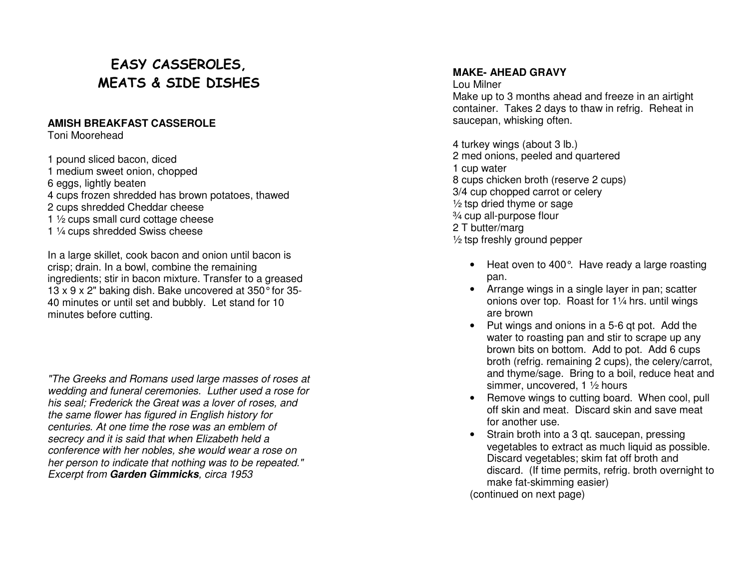# EASY CASSEROLES, MEATS & SIDE DISHES

**AMISH BREAKFAST CASSEROLE**
Toni Moorehead

1 pound sliced bacon, diced
1 medium sweet onion, chopped
6 eggs, lightly beaten
4 cups frozen shredded has brown potatoes, thawed
2 cups shredded Cheddar cheese
1 ½ cups small curd cottage cheese
1 ¼ cups shredded Swiss cheese

In a large skillet, cook bacon and onion until bacon is crisp; drain. In a bowl, combine the remaining ingredients; stir in bacon mixture. Transfer to a greased 13 x 9 x 2" baking dish. Bake uncovered at 350° for 35-40 minutes or until set and bubbly. Let stand for 10 minutes before cutting.

*"The Greeks and Romans used large masses of roses at wedding and funeral ceremonies. Luther used a rose for his seal; Frederick the Great was a lover of roses, and the same flower has figured in English history for centuries. At one time the rose was an emblem of secrecy and it is said that when Elizabeth held a conference with her nobles, she would wear a rose on her person to indicate that nothing was to be repeated."*
*Excerpt from **Garden Gimmicks**, circa 1953*

**MAKE- AHEAD GRAVY**
Lou Milner
Make up to 3 months ahead and freeze in an airtight container. Takes 2 days to thaw in refrig. Reheat in saucepan, whisking often.

4 turkey wings (about 3 lb.)
2 med onions, peeled and quartered
1 cup water
8 cups chicken broth (reserve 2 cups)
3/4 cup chopped carrot or celery
½ tsp dried thyme or sage
¾ cup all-purpose flour
2 T butter/marg
½ tsp freshly ground pepper

- Heat oven to 400°. Have ready a large roasting pan.
- Arrange wings in a single layer in pan; scatter onions over top. Roast for 1¼ hrs. until wings are brown
- Put wings and onions in a 5-6 qt pot. Add the water to roasting pan and stir to scrape up any brown bits on bottom. Add to pot. Add 6 cups broth (refrig. remaining 2 cups), the celery/carrot, and thyme/sage. Bring to a boil, reduce heat and simmer, uncovered, 1 ½ hours
- Remove wings to cutting board. When cool, pull off skin and meat. Discard skin and save meat for another use.
- Strain broth into a 3 qt. saucepan, pressing vegetables to extract as much liquid as possible. Discard vegetables; skim fat off broth and discard. (If time permits, refrig. broth overnight to make fat-skimming easier)

(continued on next page)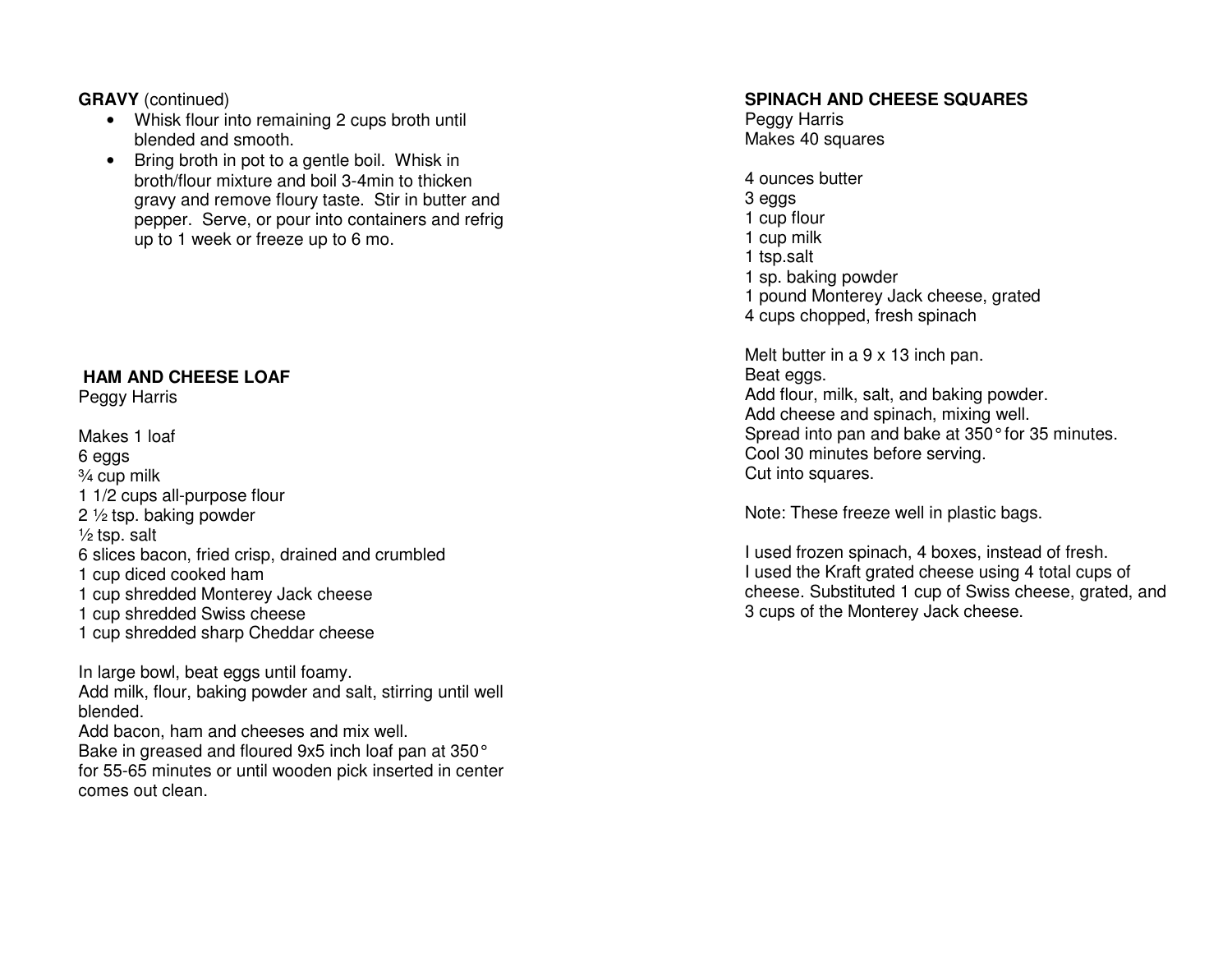**GRAVY** (continued)

- Whisk flour into remaining 2 cups broth until blended and smooth.
- Bring broth in pot to a gentle boil. Whisk in broth/flour mixture and boil 3-4min to thicken gravy and remove floury taste. Stir in butter and pepper. Serve, or pour into containers and refrig up to 1 week or freeze up to 6 mo.

**HAM AND CHEESE LOAF**
Peggy Harris

Makes 1 loaf
6 eggs
¾ cup milk
1 1/2 cups all-purpose flour
2 ½ tsp. baking powder
½ tsp. salt
6 slices bacon, fried crisp, drained and crumbled
1 cup diced cooked ham
1 cup shredded Monterey Jack cheese
1 cup shredded Swiss cheese
1 cup shredded sharp Cheddar cheese

In large bowl, beat eggs until foamy.
Add milk, flour, baking powder and salt, stirring until well blended.
Add bacon, ham and cheeses and mix well.
Bake in greased and floured 9x5 inch loaf pan at 350° for 55-65 minutes or until wooden pick inserted in center comes out clean.

**SPINACH AND CHEESE SQUARES**
Peggy Harris
Makes 40 squares

4 ounces butter
3 eggs
1 cup flour
1 cup milk
1 tsp.salt
1 sp. baking powder
1 pound Monterey Jack cheese, grated
4 cups chopped, fresh spinach

Melt butter in a 9 x 13 inch pan.
Beat eggs.
Add flour, milk, salt, and baking powder.
Add cheese and spinach, mixing well.
Spread into pan and bake at 350° for 35 minutes.
Cool 30 minutes before serving.
Cut into squares.

Note: These freeze well in plastic bags.

I used frozen spinach, 4 boxes, instead of fresh.
I used the Kraft grated cheese using 4 total cups of cheese. Substituted 1 cup of Swiss cheese, grated, and 3 cups of the Monterey Jack cheese.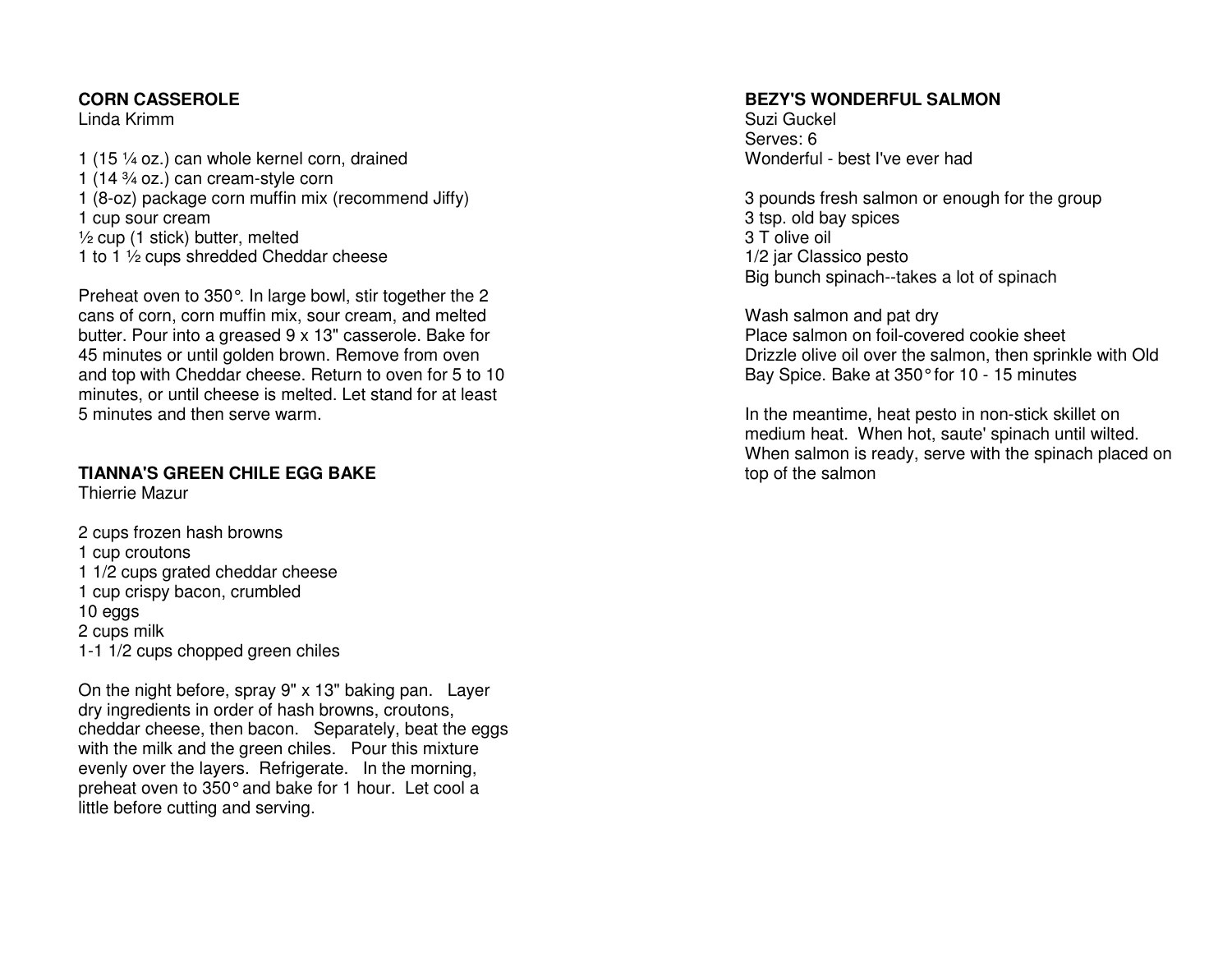## CORN CASSEROLE

Linda Krimm

1 (15 ¼ oz.) can whole kernel corn, drained
1 (14 ¾ oz.) can cream-style corn
1 (8-oz) package corn muffin mix (recommend Jiffy)
1 cup sour cream
½ cup (1 stick) butter, melted
1 to 1 ½ cups shredded Cheddar cheese

Preheat oven to 350°. In large bowl, stir together the 2 cans of corn, corn muffin mix, sour cream, and melted butter. Pour into a greased 9 x 13" casserole. Bake for 45 minutes or until golden brown. Remove from oven and top with Cheddar cheese. Return to oven for 5 to 10 minutes, or until cheese is melted. Let stand for at least 5 minutes and then serve warm.

## TIANNA'S GREEN CHILE EGG BAKE

Thierrie Mazur

2 cups frozen hash browns
1 cup croutons
1 1/2 cups grated cheddar cheese
1 cup crispy bacon, crumbled
10 eggs
2 cups milk
1-1 1/2 cups chopped green chiles

On the night before, spray 9" x 13" baking pan. Layer dry ingredients in order of hash browns, croutons, cheddar cheese, then bacon. Separately, beat the eggs with the milk and the green chiles. Pour this mixture evenly over the layers. Refrigerate. In the morning, preheat oven to 350° and bake for 1 hour. Let cool a little before cutting and serving.

## BEZY'S WONDERFUL SALMON

Suzi Guckel
Serves: 6
Wonderful - best I've ever had

3 pounds fresh salmon or enough for the group
3 tsp. old bay spices
3 T olive oil
1/2 jar Classico pesto
Big bunch spinach--takes a lot of spinach

Wash salmon and pat dry
Place salmon on foil-covered cookie sheet
Drizzle olive oil over the salmon, then sprinkle with Old Bay Spice. Bake at 350° for 10 - 15 minutes

In the meantime, heat pesto in non-stick skillet on medium heat. When hot, saute' spinach until wilted. When salmon is ready, serve with the spinach placed on top of the salmon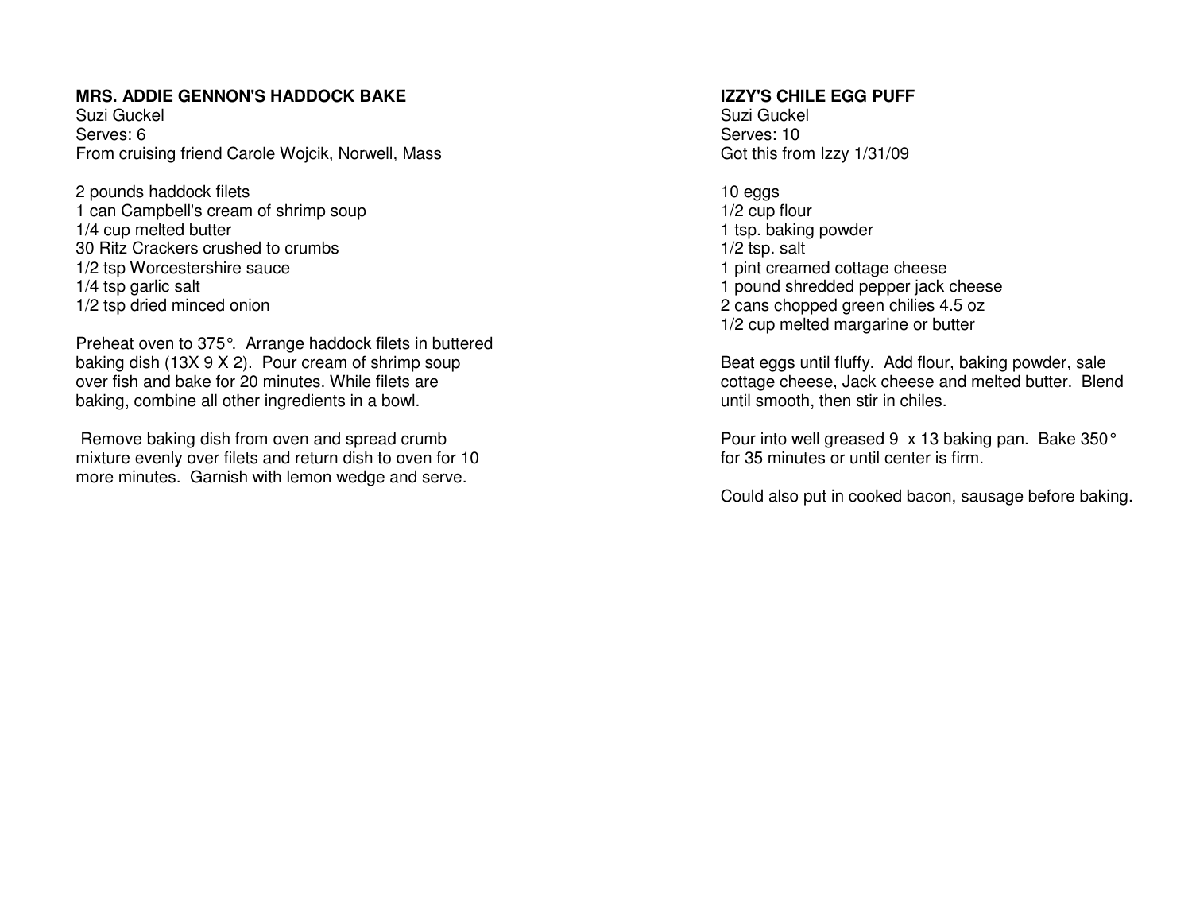**MRS. ADDIE GENNON'S HADDOCK BAKE**
Suzi Guckel
Serves: 6
From cruising friend Carole Wojcik, Norwell, Mass

2 pounds haddock filets
1 can Campbell's cream of shrimp soup
1/4 cup melted butter
30 Ritz Crackers crushed to crumbs
1/2 tsp Worcestershire sauce
1/4 tsp garlic salt
1/2 tsp dried minced onion

Preheat oven to 375°. Arrange haddock filets in buttered baking dish (13X 9 X 2). Pour cream of shrimp soup over fish and bake for 20 minutes. While filets are baking, combine all other ingredients in a bowl.

Remove baking dish from oven and spread crumb mixture evenly over filets and return dish to oven for 10 more minutes. Garnish with lemon wedge and serve.

**IZZY'S CHILE EGG PUFF**
Suzi Guckel
Serves: 10
Got this from Izzy 1/31/09

10 eggs
1/2 cup flour
1 tsp. baking powder
1/2 tsp. salt
1 pint creamed cottage cheese
1 pound shredded pepper jack cheese
2 cans chopped green chilies 4.5 oz
1/2 cup melted margarine or butter

Beat eggs until fluffy. Add flour, baking powder, sale cottage cheese, Jack cheese and melted butter. Blend until smooth, then stir in chiles.

Pour into well greased 9 x 13 baking pan. Bake 350° for 35 minutes or until center is firm.

Could also put in cooked bacon, sausage before baking.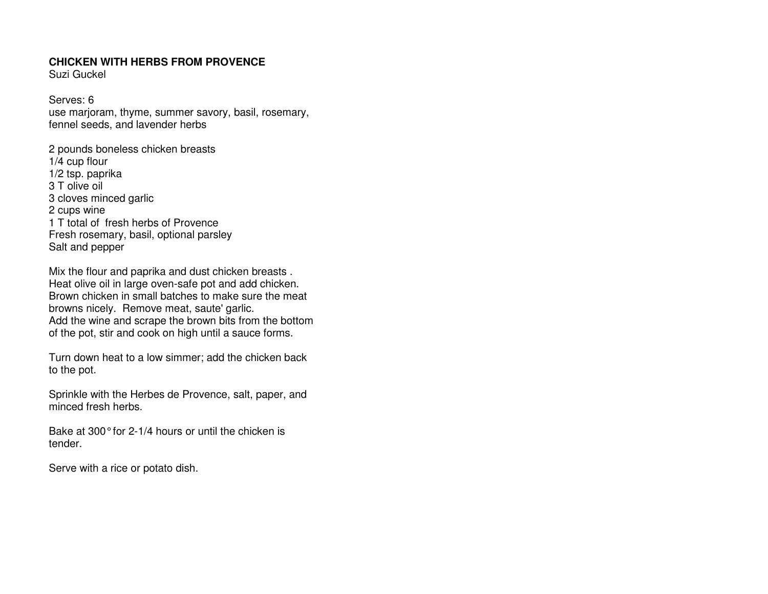**CHICKEN WITH HERBS FROM PROVENCE**
Suzi Guckel

Serves: 6
use marjoram, thyme, summer savory, basil, rosemary, fennel seeds, and lavender herbs

2 pounds boneless chicken breasts
1/4 cup flour
1/2 tsp. paprika
3 T olive oil
3 cloves minced garlic
2 cups wine
1 T total of fresh herbs of Provence
Fresh rosemary, basil, optional parsley
Salt and pepper

Mix the flour and paprika and dust chicken breasts . Heat olive oil in large oven-safe pot and add chicken. Brown chicken in small batches to make sure the meat browns nicely. Remove meat, saute' garlic.
Add the wine and scrape the brown bits from the bottom of the pot, stir and cook on high until a sauce forms.

Turn down heat to a low simmer; add the chicken back to the pot.

Sprinkle with the Herbes de Provence, salt, paper, and minced fresh herbs.

Bake at 300° for 2-1/4 hours or until the chicken is tender.

Serve with a rice or potato dish.